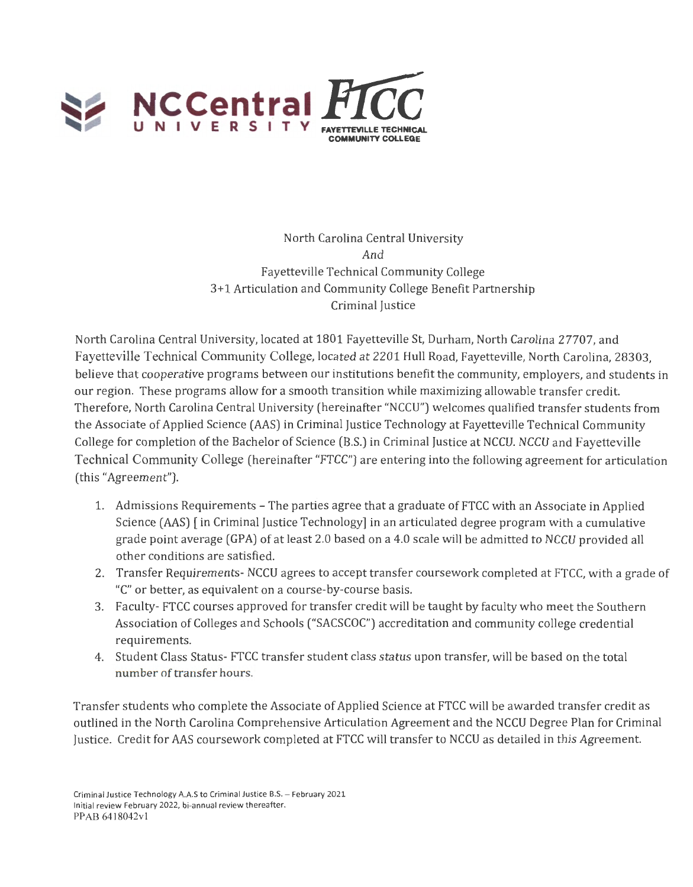North Carolina Central University
*And*
Fayetteville Technical Community College
3+1 Articulation and Community College Benefit Partnership
Criminal Justice

North Carolina Central University, located at 1801 Fayetteville St, Durham, North Carolina 27707, and Fayetteville Technical Community College, located at 2201 Hull Road, Fayetteville, North Carolina, 28303, believe that cooperative programs between our institutions benefit the community, employers, and students in our region. These programs allow for a smooth transition while maximizing allowable transfer credit. Therefore, North Carolina Central University (hereinafter "NCCU") welcomes qualified transfer students from the Associate of Applied Science (AAS) in Criminal Justice Technology at Fayetteville Technical Community College for completion of the Bachelor of Science (B.S.) in Criminal Justice at NCCU. NCCU and Fayetteville Technical Community College (hereinafter "FTCC") are entering into the following agreement for articulation (this "Agreement").

1. Admissions Requirements – The parties agree that a graduate of FTCC with an Associate in Applied Science (AAS) [ in Criminal Justice Technology] in an articulated degree program with a cumulative grade point average (GPA) of at least 2.0 based on a 4.0 scale will be admitted to NCCU provided all other conditions are satisfied.
2. Transfer Requirements- NCCU agrees to accept transfer coursework completed at FTCC, with a grade of "C" or better, as equivalent on a course-by-course basis.
3. Faculty- FTCC courses approved for transfer credit will be taught by faculty who meet the Southern Association of Colleges and Schools ("SACSCOC") accreditation and community college credential requirements.
4. Student Class Status- FTCC transfer student class status upon transfer, will be based on the total number of transfer hours.

Transfer students who complete the Associate of Applied Science at FTCC will be awarded transfer credit as outlined in the North Carolina Comprehensive Articulation Agreement and the NCCU Degree Plan for Criminal Justice. Credit for AAS coursework completed at FTCC will transfer to NCCU as detailed in this Agreement.

Criminal Justice Technology A.A.S to Criminal Justice B.S. – February 2021
Initial review February 2022, bi-annual review thereafter.
PPAB 6418042v1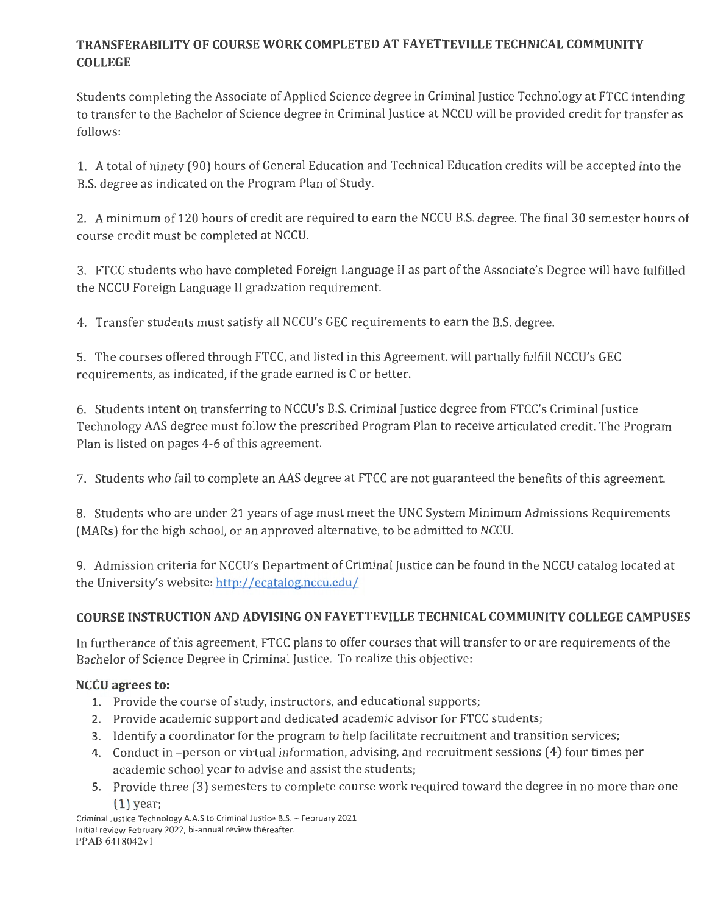## TRANSFERABILITY OF COURSE WORK COMPLETED AT FAYETTEVILLE TECHNICAL COMMUNITY COLLEGE

Students completing the Associate of Applied Science degree in Criminal Justice Technology at FTCC intending to transfer to the Bachelor of Science degree in Criminal Justice at NCCU will be provided credit for transfer as follows:

1. A total of ninety (90) hours of General Education and Technical Education credits will be accepted into the B.S. degree as indicated on the Program Plan of Study.

2. A minimum of 120 hours of credit are required to earn the NCCU B.S. degree. The final 30 semester hours of course credit must be completed at NCCU.

3. FTCC students who have completed Foreign Language II as part of the Associate's Degree will have fulfilled the NCCU Foreign Language II graduation requirement.

4. Transfer students must satisfy all NCCU's GEC requirements to earn the B.S. degree.

5. The courses offered through FTCC, and listed in this Agreement, will partially fulfill NCCU's GEC requirements, as indicated, if the grade earned is C or better.

6. Students intent on transferring to NCCU's B.S. Criminal Justice degree from FTCC's Criminal Justice Technology AAS degree must follow the prescribed Program Plan to receive articulated credit. The Program Plan is listed on pages 4-6 of this agreement.

7. Students who fail to complete an AAS degree at FTCC are not guaranteed the benefits of this agreement.

8. Students who are under 21 years of age must meet the UNC System Minimum Admissions Requirements (MARs) for the high school, or an approved alternative, to be admitted to NCCU.

9. Admission criteria for NCCU's Department of Criminal Justice can be found in the NCCU catalog located at the University's website: http://ecatalog.nccu.edu/

## COURSE INSTRUCTION AND ADVISING ON FAYETTEVILLE TECHNICAL COMMUNITY COLLEGE CAMPUSES

In furtherance of this agreement, FTCC plans to offer courses that will transfer to or are requirements of the Bachelor of Science Degree in Criminal Justice. To realize this objective:

**NCCU agrees to:**

1. Provide the course of study, instructors, and educational supports;
2. Provide academic support and dedicated academic advisor for FTCC students;
3. Identify a coordinator for the program to help facilitate recruitment and transition services;
4. Conduct in –person or virtual information, advising, and recruitment sessions (4) four times per academic school year to advise and assist the students;
5. Provide three (3) semesters to complete course work required toward the degree in no more than one (1) year;

Criminal Justice Technology A.A.S to Criminal Justice B.S. – February 2021
Initial review February 2022, bi-annual review thereafter.
PPAB 6418042v1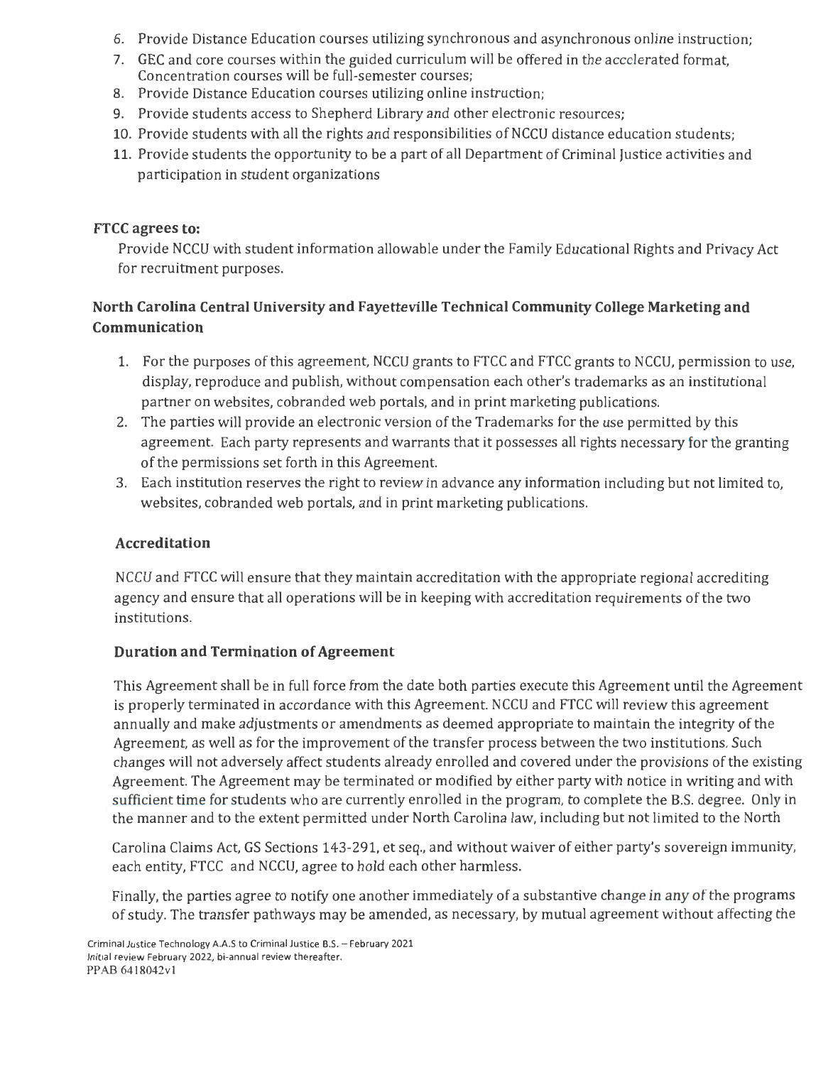6. Provide Distance Education courses utilizing synchronous and asynchronous online instruction;
7. GEC and core courses within the guided curriculum will be offered in the accelerated format, Concentration courses will be full-semester courses;
8. Provide Distance Education courses utilizing online instruction;
9. Provide students access to Shepherd Library and other electronic resources;
10. Provide students with all the rights and responsibilities of NCCU distance education students;
11. Provide students the opportunity to be a part of all Department of Criminal Justice activities and participation in student organizations

### FTCC agrees to:

Provide NCCU with student information allowable under the Family Educational Rights and Privacy Act for recruitment purposes.

### North Carolina Central University and Fayetteville Technical Community College Marketing and Communication

1. For the purposes of this agreement, NCCU grants to FTCC and FTCC grants to NCCU, permission to use, display, reproduce and publish, without compensation each other's trademarks as an institutional partner on websites, cobranded web portals, and in print marketing publications.
2. The parties will provide an electronic version of the Trademarks for the use permitted by this agreement. Each party represents and warrants that it possesses all rights necessary for the granting of the permissions set forth in this Agreement.
3. Each institution reserves the right to review in advance any information including but not limited to, websites, cobranded web portals, and in print marketing publications.

### Accreditation

NCCU and FTCC will ensure that they maintain accreditation with the appropriate regional accrediting agency and ensure that all operations will be in keeping with accreditation requirements of the two institutions.

### Duration and Termination of Agreement

This Agreement shall be in full force from the date both parties execute this Agreement until the Agreement is properly terminated in accordance with this Agreement. NCCU and FTCC will review this agreement annually and make adjustments or amendments as deemed appropriate to maintain the integrity of the Agreement, as well as for the improvement of the transfer process between the two institutions. Such changes will not adversely affect students already enrolled and covered under the provisions of the existing Agreement. The Agreement may be terminated or modified by either party with notice in writing and with sufficient time for students who are currently enrolled in the program, to complete the B.S. degree. Only in the manner and to the extent permitted under North Carolina law, including but not limited to the North Carolina Claims Act, GS Sections 143-291, et seq., and without waiver of either party's sovereign immunity, each entity, FTCC and NCCU, agree to hold each other harmless.

Finally, the parties agree to notify one another immediately of a substantive change in any of the programs of study. The transfer pathways may be amended, as necessary, by mutual agreement without affecting the

Criminal Justice Technology A.A.S to Criminal Justice B.S. – February 2021
Initial review February 2022, bi-annual review thereafter.
PPAB 6418042v1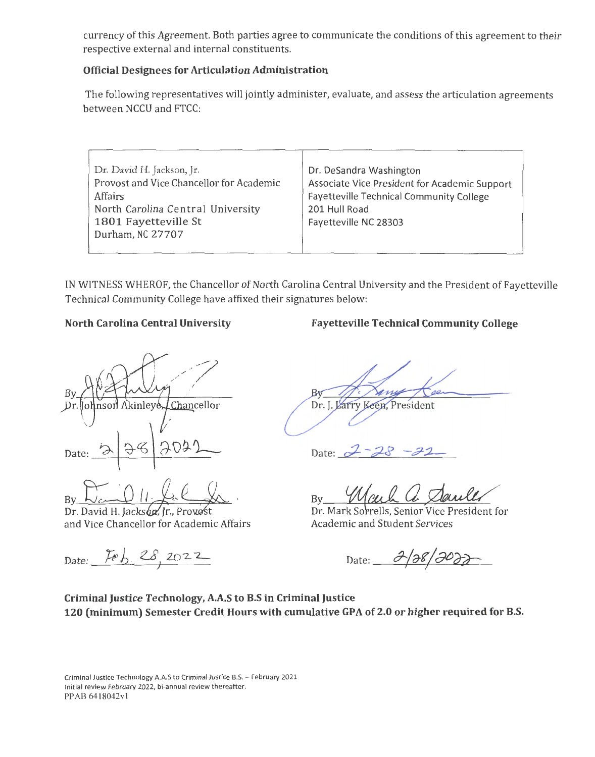currency of this Agreement. Both parties agree to communicate the conditions of this agreement to their respective external and internal constituents.

**Official Designees for Articulation Administration**

The following representatives will jointly administer, evaluate, and assess the articulation agreements between NCCU and FTCC:

| | |
|---|---|
| Dr. David H. Jackson, Jr.<br>Provost and Vice Chancellor for Academic Affairs<br>North Carolina Central University<br>1801 Fayetteville St<br>Durham, NC 27707 | Dr. DeSandra Washington<br>Associate Vice President for Academic Support<br>Fayetteville Technical Community College<br>201 Hull Road<br>Fayetteville NC 28303 |

IN WITNESS WHEREOF, the Chancellor of North Carolina Central University and the President of Fayetteville Technical Community College have affixed their signatures below:

**North Carolina Central University**

By ____________________
Dr. Johnson Akinleye, Chancellor

Date: 2/28/2022

By ____________________
Dr. David H. Jackson, Jr., Provost and Vice Chancellor for Academic Affairs

Date: Feb. 28, 2022

**Fayetteville Technical Community College**

By ____________________
Dr. J. Larry Keen, President

Date: 2-28-22

By ____________________
Dr. Mark Sorrells, Senior Vice President for Academic and Student Services

Date: 2/28/2022

**Criminal Justice Technology, A.A.S to B.S in Criminal Justice**
**120 (minimum) Semester Credit Hours with cumulative GPA of 2.0 or higher required for B.S.**

Criminal Justice Technology A.A.S to Criminal Justice B.S. – February 2021
Initial review February 2022, bi-annual review thereafter.
PPAB 6418042v1